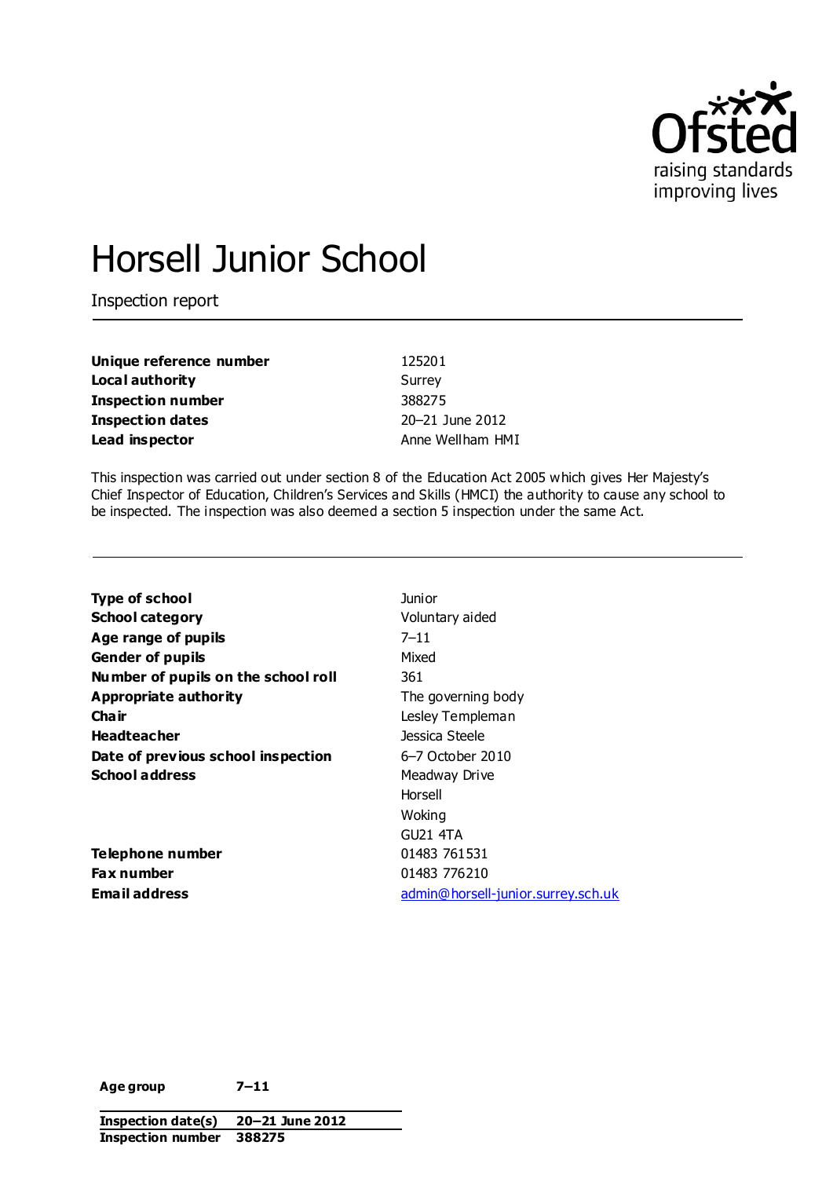# Horsell Junior School

Inspection report

| | |
|---|---|
| **Unique reference number** | 125201 |
| **Local authority** | Surrey |
| **Inspection number** | 388275 |
| **Inspection dates** | 20–21 June 2012 |
| **Lead inspector** | Anne Wellham HMI |

This inspection was carried out under section 8 of the Education Act 2005 which gives Her Majesty's Chief Inspector of Education, Children's Services and Skills (HMCI) the authority to cause any school to be inspected. The inspection was also deemed a section 5 inspection under the same Act.

| | |
|---|---|
| **Type of school** | Junior |
| **School category** | Voluntary aided |
| **Age range of pupils** | 7–11 |
| **Gender of pupils** | Mixed |
| **Number of pupils on the school roll** | 361 |
| **Appropriate authority** | The governing body |
| **Chair** | Lesley Templeman |
| **Headteacher** | Jessica Steele |
| **Date of previous school inspection** | 6–7 October 2010 |
| **School address** | Meadway Drive<br>Horsell<br>Woking<br>GU21 4TA |
| **Telephone number** | 01483 761531 |
| **Fax number** | 01483 776210 |
| **Email address** | admin@horsell-junior.surrey.sch.uk |

| | |
|---|---|
| **Age group** | **7–11** |
| **Inspection date(s)** | **20–21 June 2012** |
| **Inspection number** | **388275** |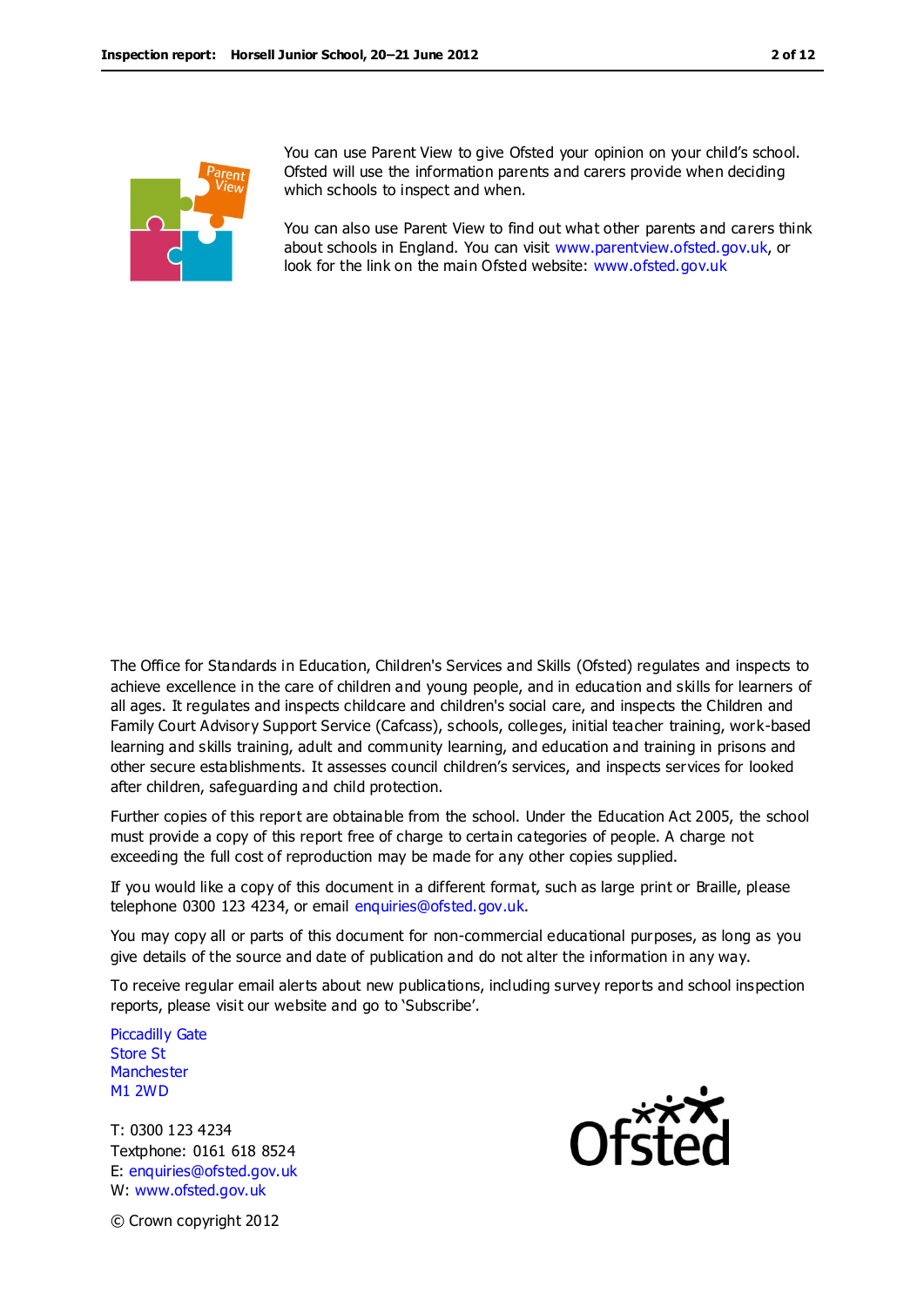You can use Parent View to give Ofsted your opinion on your child's school. Ofsted will use the information parents and carers provide when deciding which schools to inspect and when.

You can also use Parent View to find out what other parents and carers think about schools in England. You can visit www.parentview.ofsted.gov.uk, or look for the link on the main Ofsted website: www.ofsted.gov.uk

The Office for Standards in Education, Children's Services and Skills (Ofsted) regulates and inspects to achieve excellence in the care of children and young people, and in education and skills for learners of all ages. It regulates and inspects childcare and children's social care, and inspects the Children and Family Court Advisory Support Service (Cafcass), schools, colleges, initial teacher training, work-based learning and skills training, adult and community learning, and education and training in prisons and other secure establishments. It assesses council children's services, and inspects services for looked after children, safeguarding and child protection.

Further copies of this report are obtainable from the school. Under the Education Act 2005, the school must provide a copy of this report free of charge to certain categories of people. A charge not exceeding the full cost of reproduction may be made for any other copies supplied.

If you would like a copy of this document in a different format, such as large print or Braille, please telephone 0300 123 4234, or email enquiries@ofsted.gov.uk.

You may copy all or parts of this document for non-commercial educational purposes, as long as you give details of the source and date of publication and do not alter the information in any way.

To receive regular email alerts about new publications, including survey reports and school inspection reports, please visit our website and go to 'Subscribe'.

Piccadilly Gate
Store St
Manchester
M1 2WD

T: 0300 123 4234
Textphone: 0161 618 8524
E: enquiries@ofsted.gov.uk
W: www.ofsted.gov.uk

© Crown copyright 2012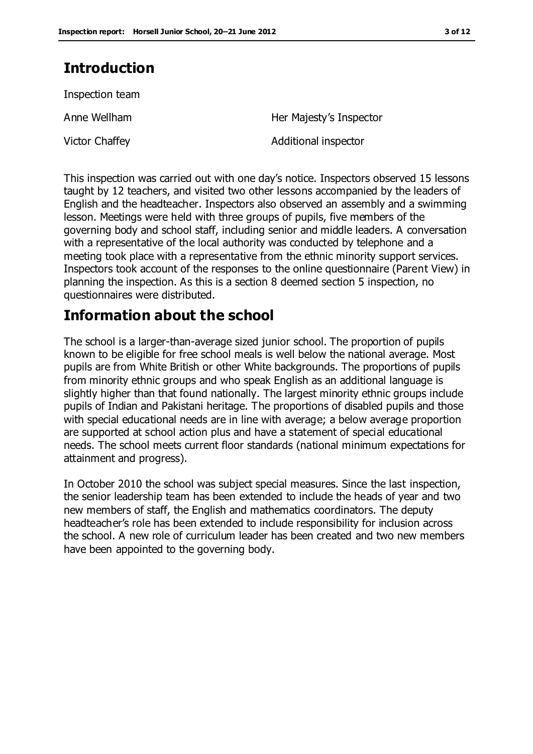## Introduction

Inspection team

| | |
|---|---|
| Anne Wellham | Her Majesty's Inspector |
| Victor Chaffey | Additional inspector |

This inspection was carried out with one day's notice. Inspectors observed 15 lessons taught by 12 teachers, and visited two other lessons accompanied by the leaders of English and the headteacher. Inspectors also observed an assembly and a swimming lesson. Meetings were held with three groups of pupils, five members of the governing body and school staff, including senior and middle leaders. A conversation with a representative of the local authority was conducted by telephone and a meeting took place with a representative from the ethnic minority support services. Inspectors took account of the responses to the online questionnaire (Parent View) in planning the inspection. As this is a section 8 deemed section 5 inspection, no questionnaires were distributed.

## Information about the school

The school is a larger-than-average sized junior school. The proportion of pupils known to be eligible for free school meals is well below the national average. Most pupils are from White British or other White backgrounds. The proportions of pupils from minority ethnic groups and who speak English as an additional language is slightly higher than that found nationally. The largest minority ethnic groups include pupils of Indian and Pakistani heritage. The proportions of disabled pupils and those with special educational needs are in line with average; a below average proportion are supported at school action plus and have a statement of special educational needs. The school meets current floor standards (national minimum expectations for attainment and progress).

In October 2010 the school was subject special measures. Since the last inspection, the senior leadership team has been extended to include the heads of year and two new members of staff, the English and mathematics coordinators. The deputy headteacher's role has been extended to include responsibility for inclusion across the school. A new role of curriculum leader has been created and two new members have been appointed to the governing body.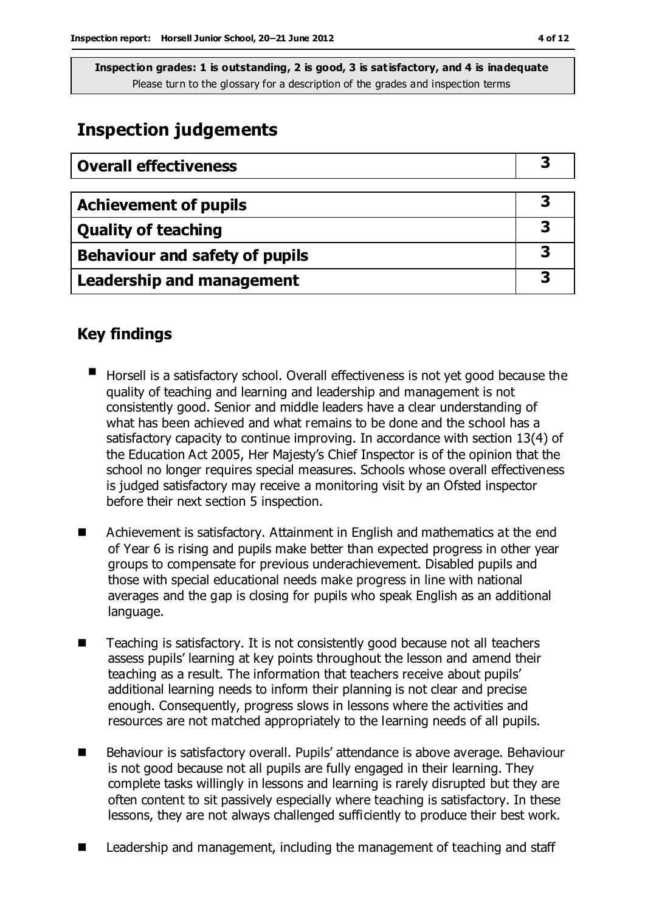**Inspection grades: 1 is outstanding, 2 is good, 3 is satisfactory, and 4 is inadequate**
Please turn to the glossary for a description of the grades and inspection terms

# Inspection judgements

| Overall effectiveness | 3 |
|---|---|

| Achievement of pupils | 3 |
|---|---|
| Quality of teaching | 3 |
| Behaviour and safety of pupils | 3 |
| Leadership and management | 3 |

## Key findings

- Horsell is a satisfactory school. Overall effectiveness is not yet good because the quality of teaching and learning and leadership and management is not consistently good. Senior and middle leaders have a clear understanding of what has been achieved and what remains to be done and the school has a satisfactory capacity to continue improving. In accordance with section 13(4) of the Education Act 2005, Her Majesty's Chief Inspector is of the opinion that the school no longer requires special measures. Schools whose overall effectiveness is judged satisfactory may receive a monitoring visit by an Ofsted inspector before their next section 5 inspection.
- Achievement is satisfactory. Attainment in English and mathematics at the end of Year 6 is rising and pupils make better than expected progress in other year groups to compensate for previous underachievement. Disabled pupils and those with special educational needs make progress in line with national averages and the gap is closing for pupils who speak English as an additional language.
- Teaching is satisfactory. It is not consistently good because not all teachers assess pupils' learning at key points throughout the lesson and amend their teaching as a result. The information that teachers receive about pupils' additional learning needs to inform their planning is not clear and precise enough. Consequently, progress slows in lessons where the activities and resources are not matched appropriately to the learning needs of all pupils.
- Behaviour is satisfactory overall. Pupils' attendance is above average. Behaviour is not good because not all pupils are fully engaged in their learning. They complete tasks willingly in lessons and learning is rarely disrupted but they are often content to sit passively especially where teaching is satisfactory. In these lessons, they are not always challenged sufficiently to produce their best work.
- Leadership and management, including the management of teaching and staff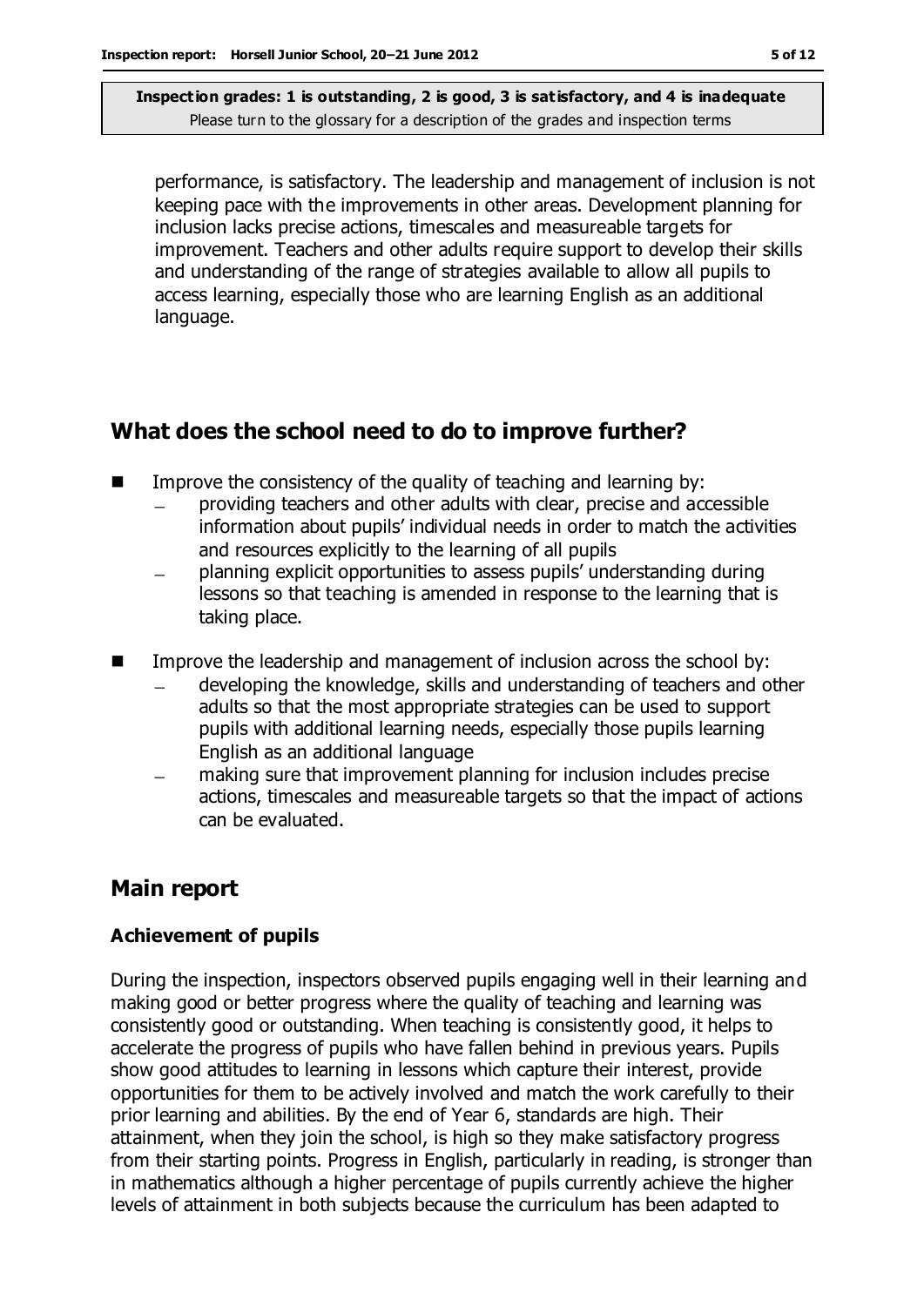performance, is satisfactory. The leadership and management of inclusion is not keeping pace with the improvements in other areas. Development planning for inclusion lacks precise actions, timescales and measureable targets for improvement. Teachers and other adults require support to develop their skills and understanding of the range of strategies available to allow all pupils to access learning, especially those who are learning English as an additional language.

## What does the school need to do to improve further?

- Improve the consistency of the quality of teaching and learning by:
  - providing teachers and other adults with clear, precise and accessible information about pupils' individual needs in order to match the activities and resources explicitly to the learning of all pupils
  - planning explicit opportunities to assess pupils' understanding during lessons so that teaching is amended in response to the learning that is taking place.
- Improve the leadership and management of inclusion across the school by:
  - developing the knowledge, skills and understanding of teachers and other adults so that the most appropriate strategies can be used to support pupils with additional learning needs, especially those pupils learning English as an additional language
  - making sure that improvement planning for inclusion includes precise actions, timescales and measureable targets so that the impact of actions can be evaluated.

## Main report

### Achievement of pupils

During the inspection, inspectors observed pupils engaging well in their learning and making good or better progress where the quality of teaching and learning was consistently good or outstanding. When teaching is consistently good, it helps to accelerate the progress of pupils who have fallen behind in previous years. Pupils show good attitudes to learning in lessons which capture their interest, provide opportunities for them to be actively involved and match the work carefully to their prior learning and abilities. By the end of Year 6, standards are high. Their attainment, when they join the school, is high so they make satisfactory progress from their starting points. Progress in English, particularly in reading, is stronger than in mathematics although a higher percentage of pupils currently achieve the higher levels of attainment in both subjects because the curriculum has been adapted to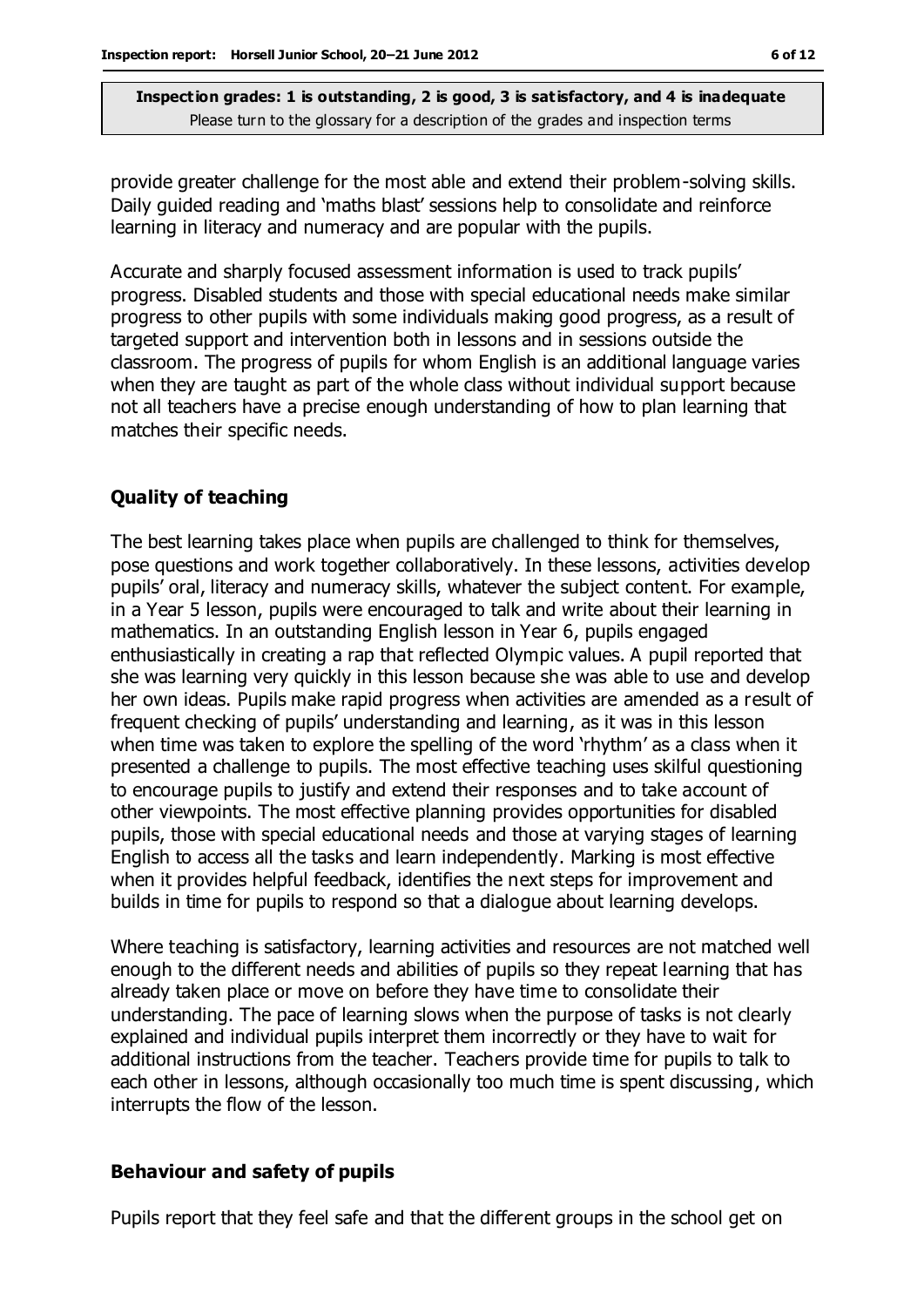provide greater challenge for the most able and extend their problem-solving skills. Daily guided reading and 'maths blast' sessions help to consolidate and reinforce learning in literacy and numeracy and are popular with the pupils.

Accurate and sharply focused assessment information is used to track pupils' progress. Disabled students and those with special educational needs make similar progress to other pupils with some individuals making good progress, as a result of targeted support and intervention both in lessons and in sessions outside the classroom. The progress of pupils for whom English is an additional language varies when they are taught as part of the whole class without individual support because not all teachers have a precise enough understanding of how to plan learning that matches their specific needs.

### Quality of teaching

The best learning takes place when pupils are challenged to think for themselves, pose questions and work together collaboratively. In these lessons, activities develop pupils' oral, literacy and numeracy skills, whatever the subject content. For example, in a Year 5 lesson, pupils were encouraged to talk and write about their learning in mathematics. In an outstanding English lesson in Year 6, pupils engaged enthusiastically in creating a rap that reflected Olympic values. A pupil reported that she was learning very quickly in this lesson because she was able to use and develop her own ideas. Pupils make rapid progress when activities are amended as a result of frequent checking of pupils' understanding and learning, as it was in this lesson when time was taken to explore the spelling of the word 'rhythm' as a class when it presented a challenge to pupils. The most effective teaching uses skilful questioning to encourage pupils to justify and extend their responses and to take account of other viewpoints. The most effective planning provides opportunities for disabled pupils, those with special educational needs and those at varying stages of learning English to access all the tasks and learn independently. Marking is most effective when it provides helpful feedback, identifies the next steps for improvement and builds in time for pupils to respond so that a dialogue about learning develops.

Where teaching is satisfactory, learning activities and resources are not matched well enough to the different needs and abilities of pupils so they repeat learning that has already taken place or move on before they have time to consolidate their understanding. The pace of learning slows when the purpose of tasks is not clearly explained and individual pupils interpret them incorrectly or they have to wait for additional instructions from the teacher. Teachers provide time for pupils to talk to each other in lessons, although occasionally too much time is spent discussing, which interrupts the flow of the lesson.

### Behaviour and safety of pupils

Pupils report that they feel safe and that the different groups in the school get on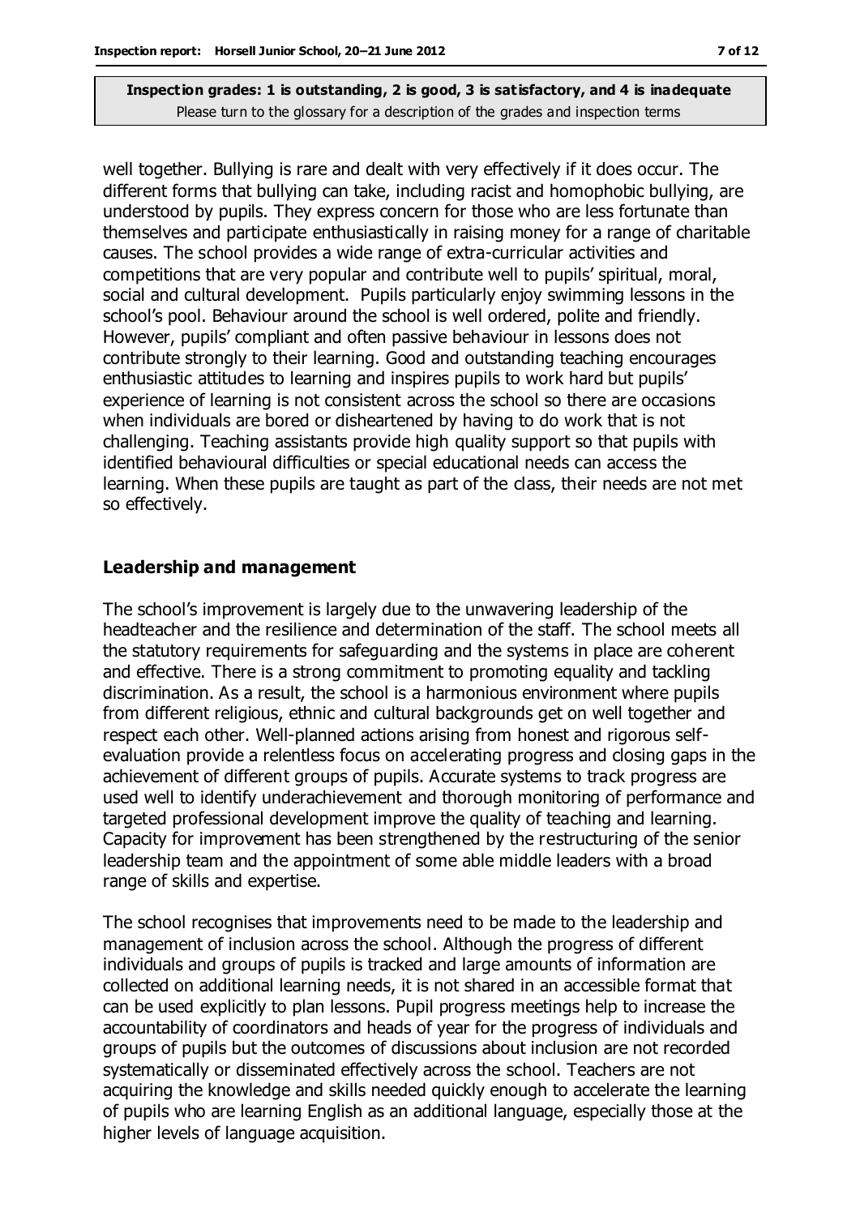**Inspection grades: 1 is outstanding, 2 is good, 3 is satisfactory, and 4 is inadequate**
Please turn to the glossary for a description of the grades and inspection terms

well together. Bullying is rare and dealt with very effectively if it does occur. The different forms that bullying can take, including racist and homophobic bullying, are understood by pupils. They express concern for those who are less fortunate than themselves and participate enthusiastically in raising money for a range of charitable causes. The school provides a wide range of extra-curricular activities and competitions that are very popular and contribute well to pupils' spiritual, moral, social and cultural development. Pupils particularly enjoy swimming lessons in the school's pool. Behaviour around the school is well ordered, polite and friendly. However, pupils' compliant and often passive behaviour in lessons does not contribute strongly to their learning. Good and outstanding teaching encourages enthusiastic attitudes to learning and inspires pupils to work hard but pupils' experience of learning is not consistent across the school so there are occasions when individuals are bored or disheartened by having to do work that is not challenging. Teaching assistants provide high quality support so that pupils with identified behavioural difficulties or special educational needs can access the learning. When these pupils are taught as part of the class, their needs are not met so effectively.

### Leadership and management

The school's improvement is largely due to the unwavering leadership of the headteacher and the resilience and determination of the staff. The school meets all the statutory requirements for safeguarding and the systems in place are coherent and effective. There is a strong commitment to promoting equality and tackling discrimination. As a result, the school is a harmonious environment where pupils from different religious, ethnic and cultural backgrounds get on well together and respect each other. Well-planned actions arising from honest and rigorous self-evaluation provide a relentless focus on accelerating progress and closing gaps in the achievement of different groups of pupils. Accurate systems to track progress are used well to identify underachievement and thorough monitoring of performance and targeted professional development improve the quality of teaching and learning. Capacity for improvement has been strengthened by the restructuring of the senior leadership team and the appointment of some able middle leaders with a broad range of skills and expertise.

The school recognises that improvements need to be made to the leadership and management of inclusion across the school. Although the progress of different individuals and groups of pupils is tracked and large amounts of information are collected on additional learning needs, it is not shared in an accessible format that can be used explicitly to plan lessons. Pupil progress meetings help to increase the accountability of coordinators and heads of year for the progress of individuals and groups of pupils but the outcomes of discussions about inclusion are not recorded systematically or disseminated effectively across the school. Teachers are not acquiring the knowledge and skills needed quickly enough to accelerate the learning of pupils who are learning English as an additional language, especially those at the higher levels of language acquisition.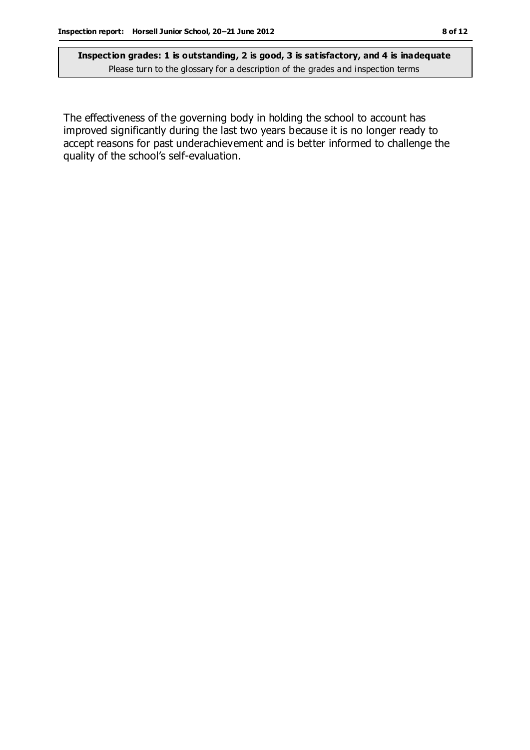The effectiveness of the governing body in holding the school to account has improved significantly during the last two years because it is no longer ready to accept reasons for past underachievement and is better informed to challenge the quality of the school's self-evaluation.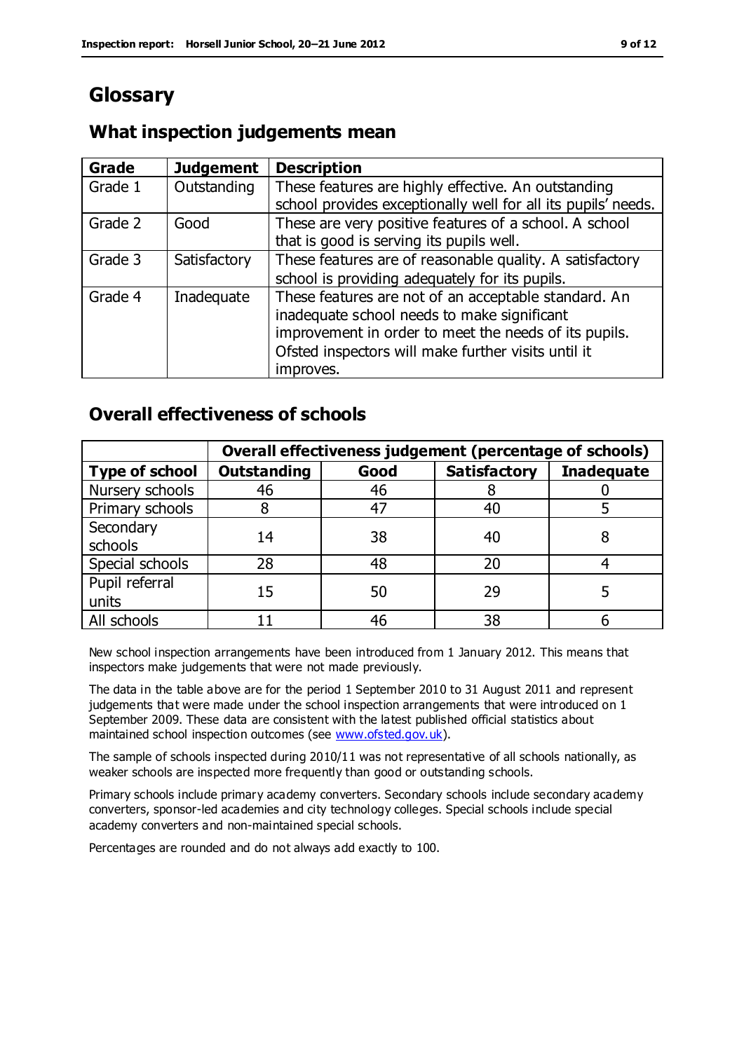# Glossary

## What inspection judgements mean

| Grade | Judgement | Description |
| --- | --- | --- |
| Grade 1 | Outstanding | These features are highly effective. An outstanding school provides exceptionally well for all its pupils' needs. |
| Grade 2 | Good | These are very positive features of a school. A school that is good is serving its pupils well. |
| Grade 3 | Satisfactory | These features are of reasonable quality. A satisfactory school is providing adequately for its pupils. |
| Grade 4 | Inadequate | These features are not of an acceptable standard. An inadequate school needs to make significant improvement in order to meet the needs of its pupils. Ofsted inspectors will make further visits until it improves. |

## Overall effectiveness of schools

| | Overall effectiveness judgement (percentage of schools) | | | |
| --- | --- | --- | --- | --- |
| **Type of school** | **Outstanding** | **Good** | **Satisfactory** | **Inadequate** |
| Nursery schools | 46 | 46 | 8 | 0 |
| Primary schools | 8 | 47 | 40 | 5 |
| Secondary schools | 14 | 38 | 40 | 8 |
| Special schools | 28 | 48 | 20 | 4 |
| Pupil referral units | 15 | 50 | 29 | 5 |
| All schools | 11 | 46 | 38 | 6 |

New school inspection arrangements have been introduced from 1 January 2012. This means that inspectors make judgements that were not made previously.

The data in the table above are for the period 1 September 2010 to 31 August 2011 and represent judgements that were made under the school inspection arrangements that were introduced on 1 September 2009. These data are consistent with the latest published official statistics about maintained school inspection outcomes (see www.ofsted.gov.uk).

The sample of schools inspected during 2010/11 was not representative of all schools nationally, as weaker schools are inspected more frequently than good or outstanding schools.

Primary schools include primary academy converters. Secondary schools include secondary academy converters, sponsor-led academies and city technology colleges. Special schools include special academy converters and non-maintained special schools.

Percentages are rounded and do not always add exactly to 100.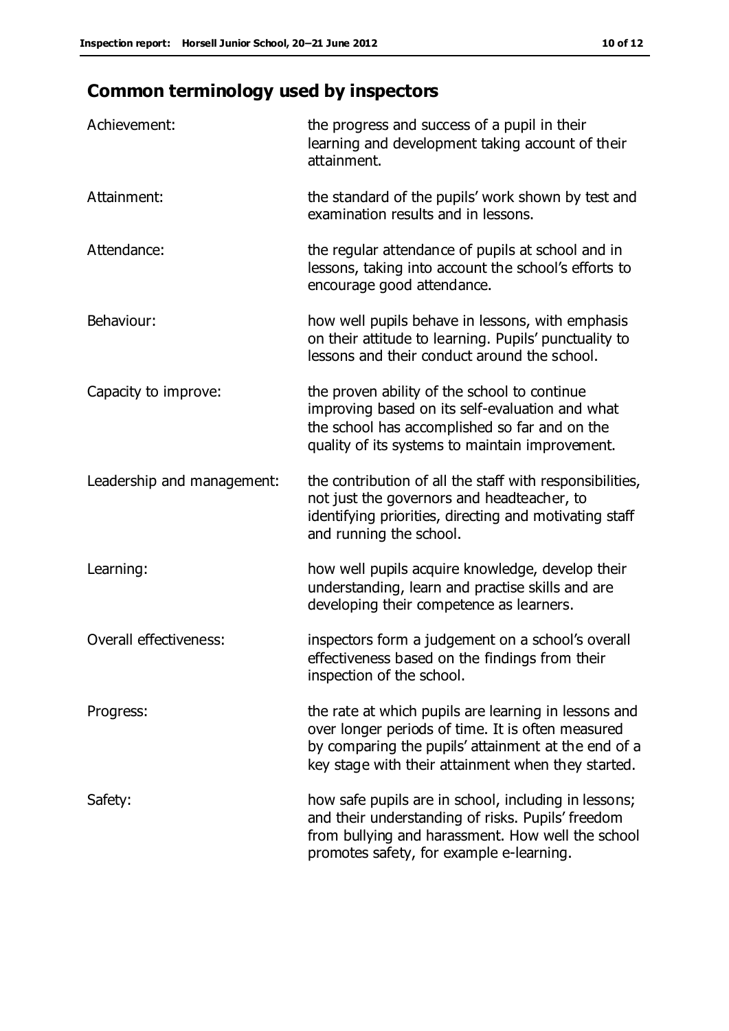## Common terminology used by inspectors

| | |
|---|---|
| Achievement: | the progress and success of a pupil in their learning and development taking account of their attainment. |
| Attainment: | the standard of the pupils' work shown by test and examination results and in lessons. |
| Attendance: | the regular attendance of pupils at school and in lessons, taking into account the school's efforts to encourage good attendance. |
| Behaviour: | how well pupils behave in lessons, with emphasis on their attitude to learning. Pupils' punctuality to lessons and their conduct around the school. |
| Capacity to improve: | the proven ability of the school to continue improving based on its self-evaluation and what the school has accomplished so far and on the quality of its systems to maintain improvement. |
| Leadership and management: | the contribution of all the staff with responsibilities, not just the governors and headteacher, to identifying priorities, directing and motivating staff and running the school. |
| Learning: | how well pupils acquire knowledge, develop their understanding, learn and practise skills and are developing their competence as learners. |
| Overall effectiveness: | inspectors form a judgement on a school's overall effectiveness based on the findings from their inspection of the school. |
| Progress: | the rate at which pupils are learning in lessons and over longer periods of time. It is often measured by comparing the pupils' attainment at the end of a key stage with their attainment when they started. |
| Safety: | how safe pupils are in school, including in lessons; and their understanding of risks. Pupils' freedom from bullying and harassment. How well the school promotes safety, for example e-learning. |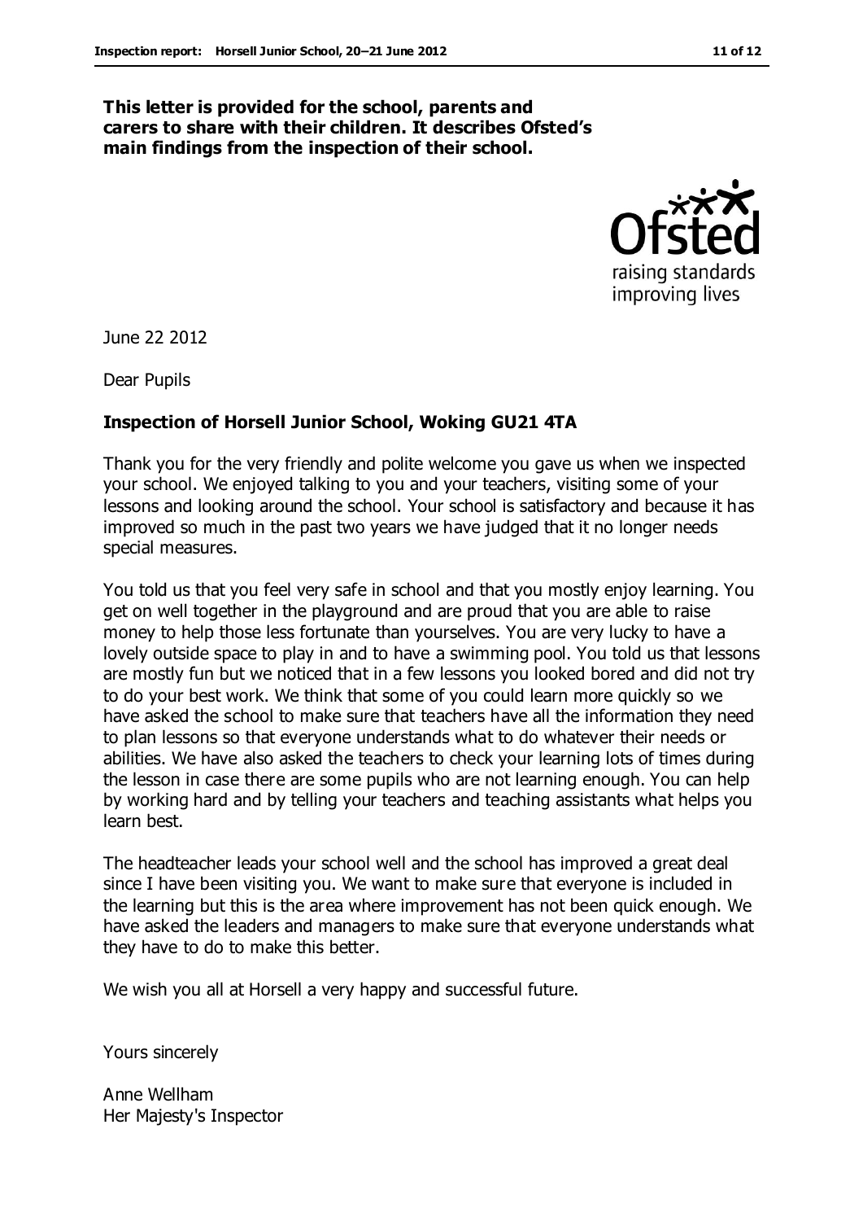**This letter is provided for the school, parents and carers to share with their children. It describes Ofsted's main findings from the inspection of their school.**

June 22 2012

Dear Pupils

**Inspection of Horsell Junior School, Woking GU21 4TA**

Thank you for the very friendly and polite welcome you gave us when we inspected your school. We enjoyed talking to you and your teachers, visiting some of your lessons and looking around the school. Your school is satisfactory and because it has improved so much in the past two years we have judged that it no longer needs special measures.

You told us that you feel very safe in school and that you mostly enjoy learning. You get on well together in the playground and are proud that you are able to raise money to help those less fortunate than yourselves. You are very lucky to have a lovely outside space to play in and to have a swimming pool. You told us that lessons are mostly fun but we noticed that in a few lessons you looked bored and did not try to do your best work. We think that some of you could learn more quickly so we have asked the school to make sure that teachers have all the information they need to plan lessons so that everyone understands what to do whatever their needs or abilities. We have also asked the teachers to check your learning lots of times during the lesson in case there are some pupils who are not learning enough. You can help by working hard and by telling your teachers and teaching assistants what helps you learn best.

The headteacher leads your school well and the school has improved a great deal since I have been visiting you. We want to make sure that everyone is included in the learning but this is the area where improvement has not been quick enough. We have asked the leaders and managers to make sure that everyone understands what they have to do to make this better.

We wish you all at Horsell a very happy and successful future.

Yours sincerely

Anne Wellham
Her Majesty's Inspector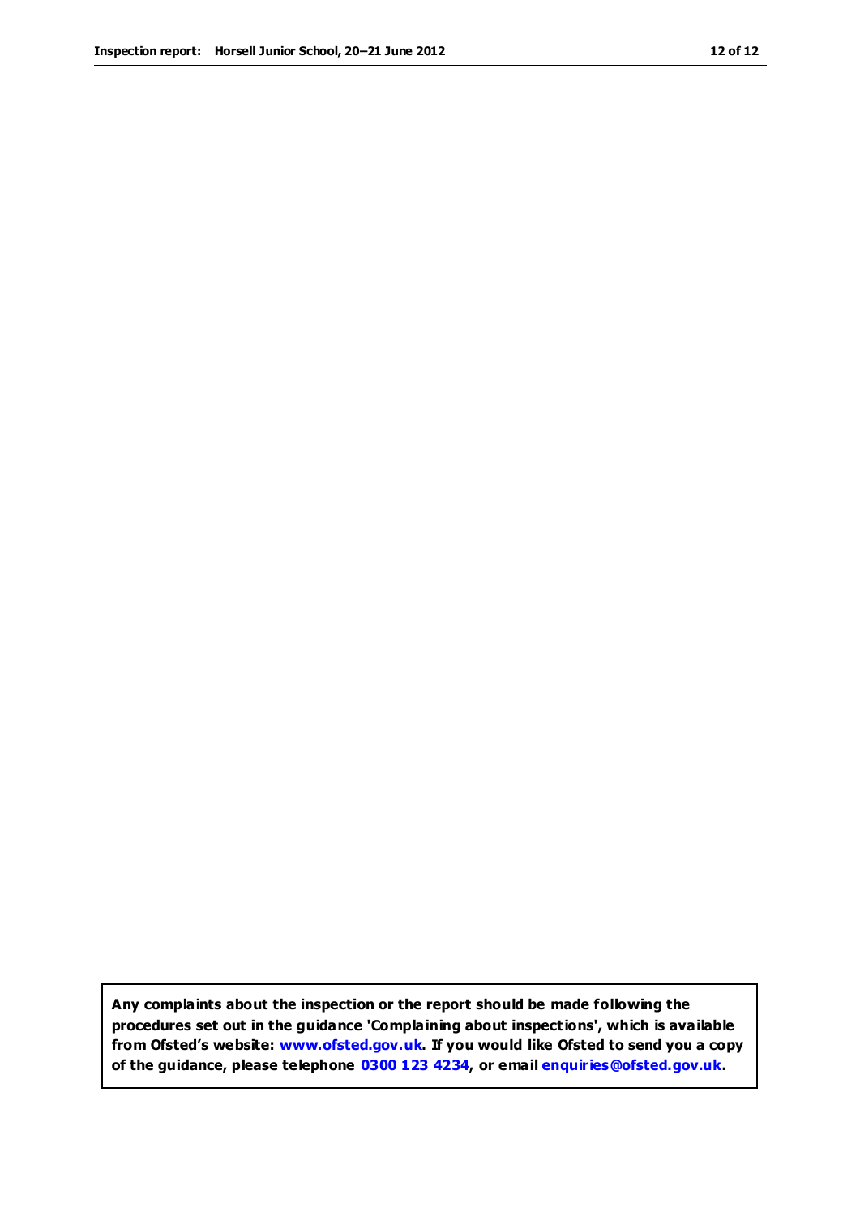**Any complaints about the inspection or the report should be made following the procedures set out in the guidance 'Complaining about inspections', which is available from Ofsted's website: www.ofsted.gov.uk. If you would like Ofsted to send you a copy of the guidance, please telephone 0300 123 4234, or email enquiries@ofsted.gov.uk.**